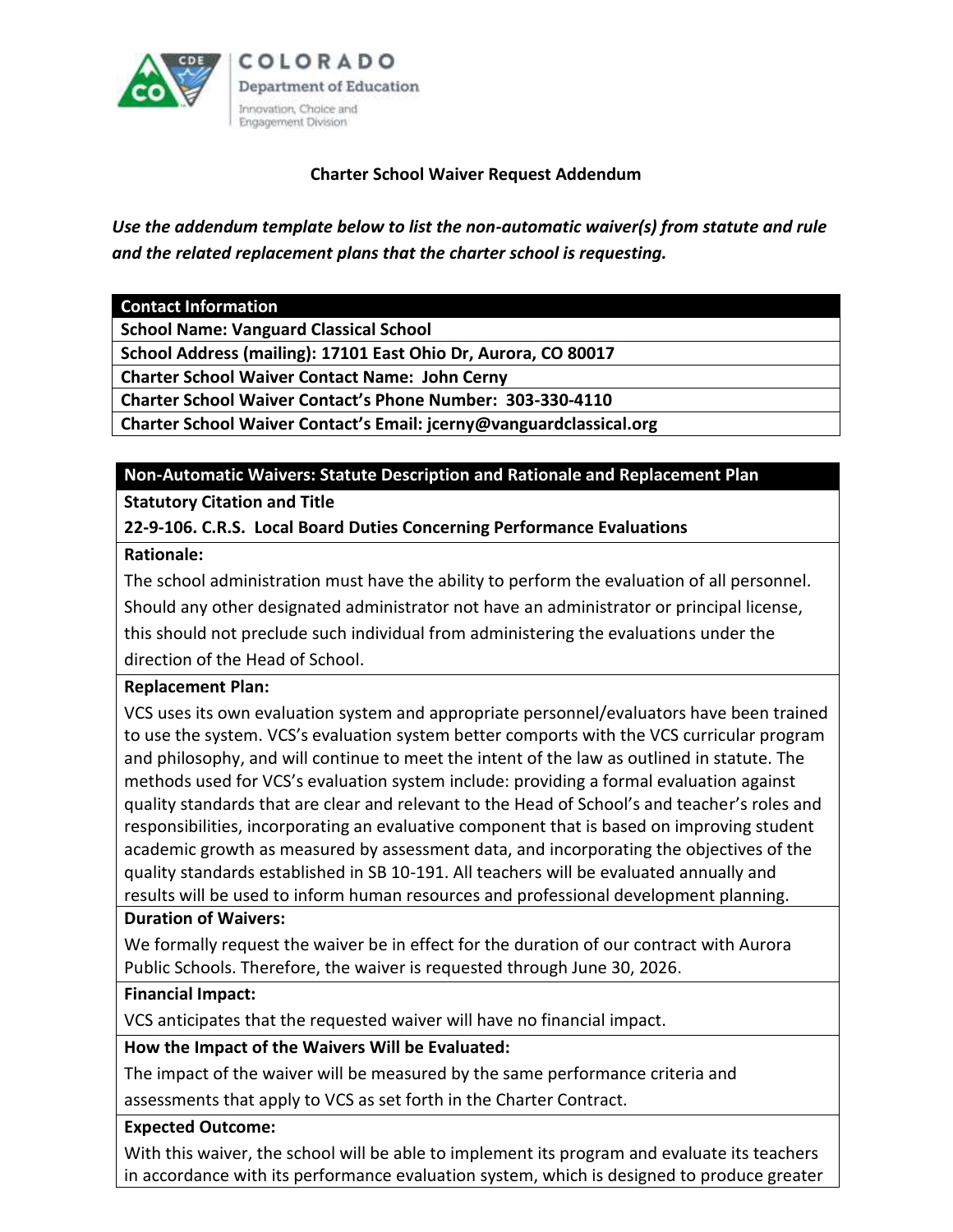COLORADO
Department of Education
Innovation, Choice and Engagement Division

## Charter School Waiver Request Addendum

***Use the addendum template below to list the non-automatic waiver(s) from statute and rule and the related replacement plans that the charter school is requesting.***

| Contact Information |
|---|
| **School Name: Vanguard Classical School** |
| **School Address (mailing): 17101 East Ohio Dr, Aurora, CO 80017** |
| **Charter School Waiver Contact Name: John Cerny** |
| **Charter School Waiver Contact's Phone Number: 303-330-4110** |
| **Charter School Waiver Contact's Email: jcerny@vanguardclassical.org** |

| Non-Automatic Waivers: Statute Description and Rationale and Replacement Plan |
|---|
| **Statutory Citation and Title**<br>**22-9-106. C.R.S. Local Board Duties Concerning Performance Evaluations** |
| **Rationale:**<br>The school administration must have the ability to perform the evaluation of all personnel. Should any other designated administrator not have an administrator or principal license, this should not preclude such individual from administering the evaluations under the direction of the Head of School. |
| **Replacement Plan:**<br>VCS uses its own evaluation system and appropriate personnel/evaluators have been trained to use the system. VCS's evaluation system better comports with the VCS curricular program and philosophy, and will continue to meet the intent of the law as outlined in statute. The methods used for VCS's evaluation system include: providing a formal evaluation against quality standards that are clear and relevant to the Head of School's and teacher's roles and responsibilities, incorporating an evaluative component that is based on improving student academic growth as measured by assessment data, and incorporating the objectives of the quality standards established in SB 10-191. All teachers will be evaluated annually and results will be used to inform human resources and professional development planning. |
| **Duration of Waivers:**<br>We formally request the waiver be in effect for the duration of our contract with Aurora Public Schools. Therefore, the waiver is requested through June 30, 2026. |
| **Financial Impact:**<br>VCS anticipates that the requested waiver will have no financial impact. |
| **How the Impact of the Waivers Will be Evaluated:**<br>The impact of the waiver will be measured by the same performance criteria and assessments that apply to VCS as set forth in the Charter Contract. |
| **Expected Outcome:**<br>With this waiver, the school will be able to implement its program and evaluate its teachers in accordance with its performance evaluation system, which is designed to produce greater |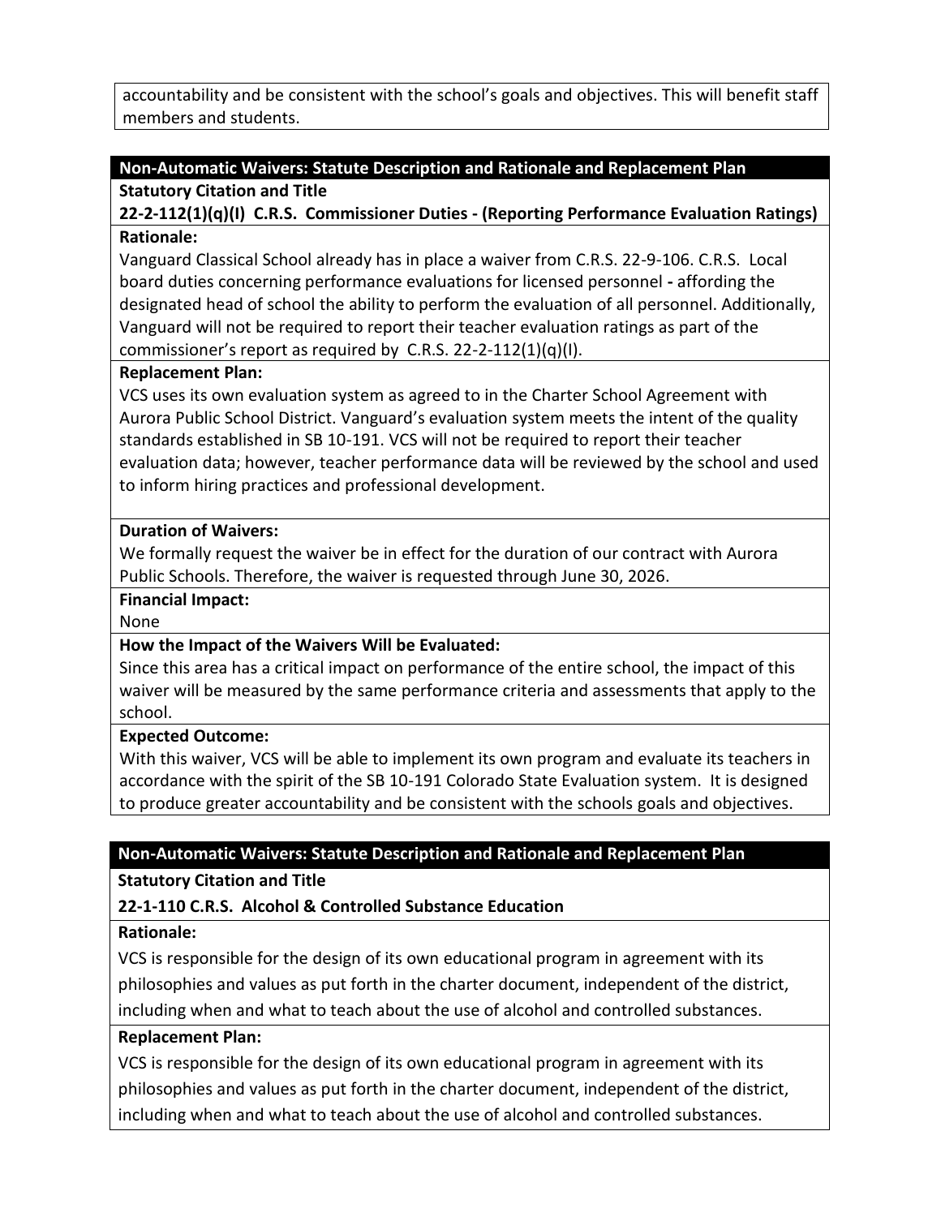accountability and be consistent with the school's goals and objectives. This will benefit staff members and students.

## Non-Automatic Waivers: Statute Description and Rationale and Replacement Plan

**Statutory Citation and Title**

**22-2-112(1)(q)(I) C.R.S. Commissioner Duties - (Reporting Performance Evaluation Ratings)**

**Rationale:**

Vanguard Classical School already has in place a waiver from C.R.S. 22-9-106. C.R.S. Local board duties concerning performance evaluations for licensed personnel **-** affording the designated head of school the ability to perform the evaluation of all personnel. Additionally, Vanguard will not be required to report their teacher evaluation ratings as part of the commissioner's report as required by C.R.S. 22-2-112(1)(q)(I).

**Replacement Plan:**

VCS uses its own evaluation system as agreed to in the Charter School Agreement with Aurora Public School District. Vanguard's evaluation system meets the intent of the quality standards established in SB 10-191. VCS will not be required to report their teacher evaluation data; however, teacher performance data will be reviewed by the school and used to inform hiring practices and professional development.

**Duration of Waivers:**

We formally request the waiver be in effect for the duration of our contract with Aurora Public Schools. Therefore, the waiver is requested through June 30, 2026.

**Financial Impact:**

None

**How the Impact of the Waivers Will be Evaluated:**

Since this area has a critical impact on performance of the entire school, the impact of this waiver will be measured by the same performance criteria and assessments that apply to the school.

**Expected Outcome:**

With this waiver, VCS will be able to implement its own program and evaluate its teachers in accordance with the spirit of the SB 10-191 Colorado State Evaluation system. It is designed to produce greater accountability and be consistent with the schools goals and objectives.

## Non-Automatic Waivers: Statute Description and Rationale and Replacement Plan

**Statutory Citation and Title**

**22-1-110 C.R.S. Alcohol & Controlled Substance Education**

**Rationale:**

VCS is responsible for the design of its own educational program in agreement with its philosophies and values as put forth in the charter document, independent of the district, including when and what to teach about the use of alcohol and controlled substances.

**Replacement Plan:**

VCS is responsible for the design of its own educational program in agreement with its philosophies and values as put forth in the charter document, independent of the district, including when and what to teach about the use of alcohol and controlled substances.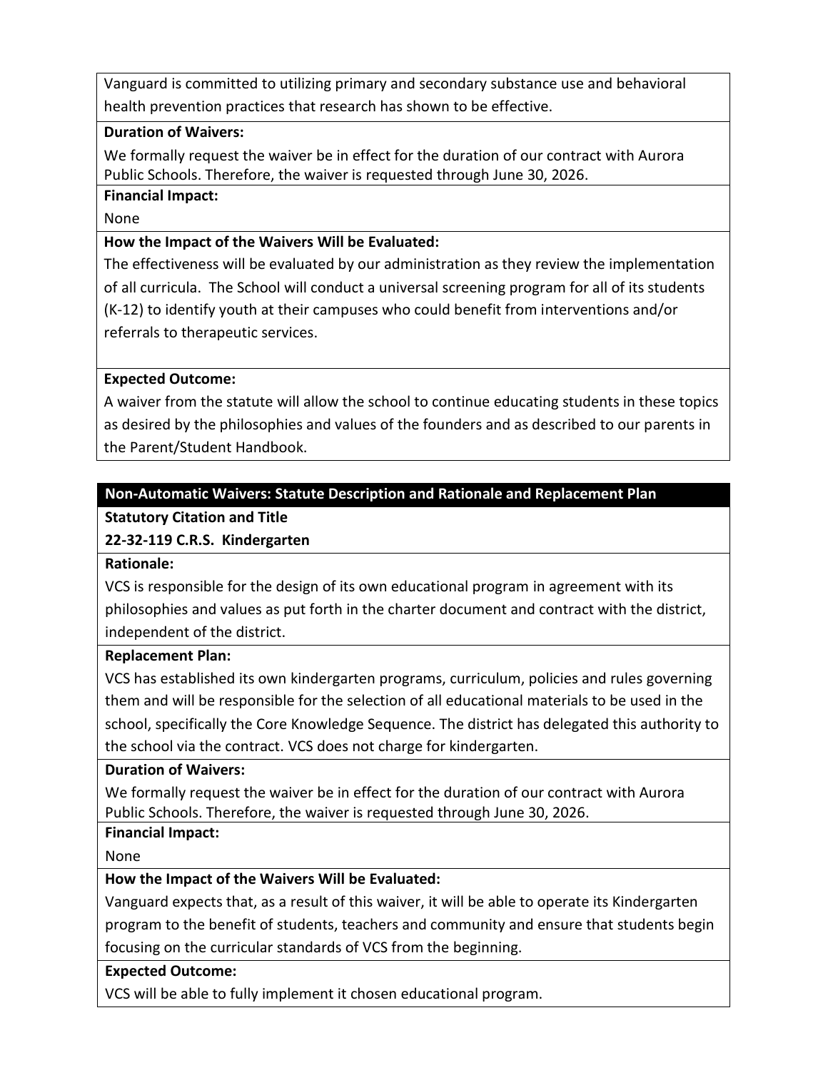Vanguard is committed to utilizing primary and secondary substance use and behavioral health prevention practices that research has shown to be effective.

**Duration of Waivers:**

We formally request the waiver be in effect for the duration of our contract with Aurora Public Schools. Therefore, the waiver is requested through June 30, 2026.

**Financial Impact:**

None

**How the Impact of the Waivers Will be Evaluated:**

The effectiveness will be evaluated by our administration as they review the implementation of all curricula. The School will conduct a universal screening program for all of its students (K-12) to identify youth at their campuses who could benefit from interventions and/or referrals to therapeutic services.

**Expected Outcome:**

A waiver from the statute will allow the school to continue educating students in these topics as desired by the philosophies and values of the founders and as described to our parents in the Parent/Student Handbook.

## Non-Automatic Waivers: Statute Description and Rationale and Replacement Plan

**Statutory Citation and Title**

**22-32-119 C.R.S. Kindergarten**

**Rationale:**

VCS is responsible for the design of its own educational program in agreement with its philosophies and values as put forth in the charter document and contract with the district, independent of the district.

**Replacement Plan:**

VCS has established its own kindergarten programs, curriculum, policies and rules governing them and will be responsible for the selection of all educational materials to be used in the school, specifically the Core Knowledge Sequence. The district has delegated this authority to the school via the contract. VCS does not charge for kindergarten.

**Duration of Waivers:**

We formally request the waiver be in effect for the duration of our contract with Aurora Public Schools. Therefore, the waiver is requested through June 30, 2026.

**Financial Impact:**

None

**How the Impact of the Waivers Will be Evaluated:**

Vanguard expects that, as a result of this waiver, it will be able to operate its Kindergarten program to the benefit of students, teachers and community and ensure that students begin focusing on the curricular standards of VCS from the beginning.

**Expected Outcome:**

VCS will be able to fully implement it chosen educational program.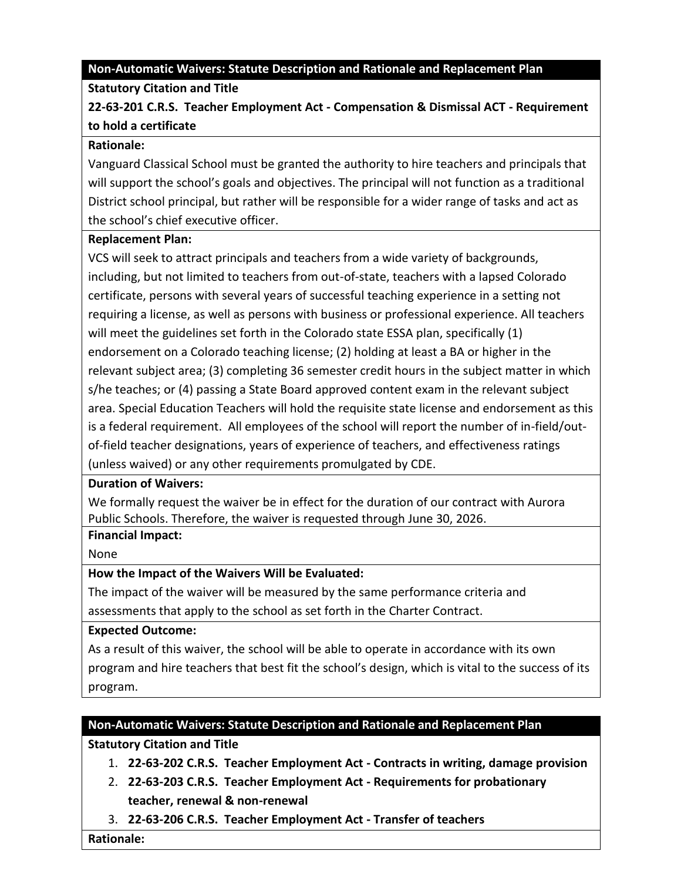**Non-Automatic Waivers: Statute Description and Rationale and Replacement Plan**

**Statutory Citation and Title**

**22-63-201 C.R.S. Teacher Employment Act - Compensation & Dismissal ACT - Requirement to hold a certificate**

**Rationale:**

Vanguard Classical School must be granted the authority to hire teachers and principals that will support the school's goals and objectives. The principal will not function as a traditional District school principal, but rather will be responsible for a wider range of tasks and act as the school's chief executive officer.

**Replacement Plan:**

VCS will seek to attract principals and teachers from a wide variety of backgrounds, including, but not limited to teachers from out-of-state, teachers with a lapsed Colorado certificate, persons with several years of successful teaching experience in a setting not requiring a license, as well as persons with business or professional experience. All teachers will meet the guidelines set forth in the Colorado state ESSA plan, specifically (1) endorsement on a Colorado teaching license; (2) holding at least a BA or higher in the relevant subject area; (3) completing 36 semester credit hours in the subject matter in which s/he teaches; or (4) passing a State Board approved content exam in the relevant subject area. Special Education Teachers will hold the requisite state license and endorsement as this is a federal requirement. All employees of the school will report the number of in-field/out-of-field teacher designations, years of experience of teachers, and effectiveness ratings (unless waived) or any other requirements promulgated by CDE.

**Duration of Waivers:**

We formally request the waiver be in effect for the duration of our contract with Aurora Public Schools. Therefore, the waiver is requested through June 30, 2026.

**Financial Impact:**

None

**How the Impact of the Waivers Will be Evaluated:**

The impact of the waiver will be measured by the same performance criteria and assessments that apply to the school as set forth in the Charter Contract.

**Expected Outcome:**

As a result of this waiver, the school will be able to operate in accordance with its own program and hire teachers that best fit the school's design, which is vital to the success of its program.

**Non-Automatic Waivers: Statute Description and Rationale and Replacement Plan**

**Statutory Citation and Title**

1. **22-63-202 C.R.S. Teacher Employment Act - Contracts in writing, damage provision**
2. **22-63-203 C.R.S. Teacher Employment Act - Requirements for probationary teacher, renewal & non-renewal**
3. **22-63-206 C.R.S. Teacher Employment Act - Transfer of teachers**

**Rationale:**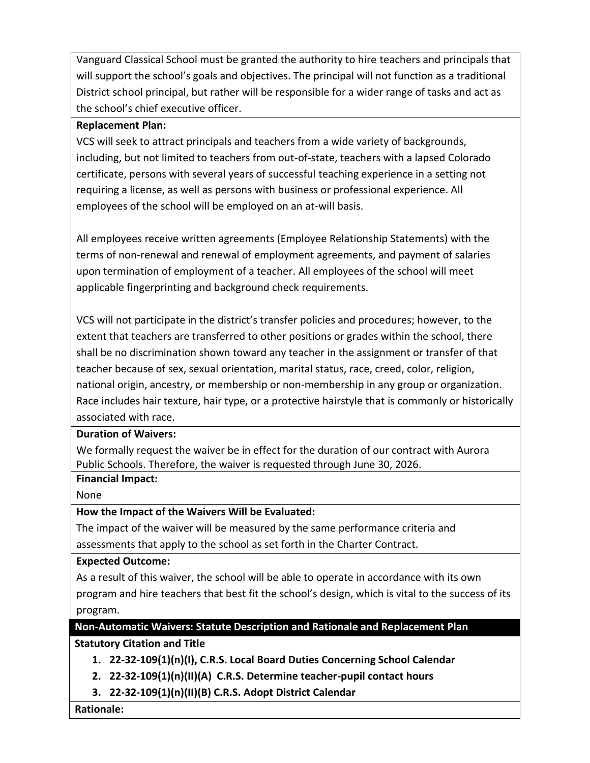Vanguard Classical School must be granted the authority to hire teachers and principals that will support the school's goals and objectives. The principal will not function as a traditional District school principal, but rather will be responsible for a wider range of tasks and act as the school's chief executive officer.

**Replacement Plan:**

VCS will seek to attract principals and teachers from a wide variety of backgrounds, including, but not limited to teachers from out-of-state, teachers with a lapsed Colorado certificate, persons with several years of successful teaching experience in a setting not requiring a license, as well as persons with business or professional experience. All employees of the school will be employed on an at-will basis.

All employees receive written agreements (Employee Relationship Statements) with the terms of non-renewal and renewal of employment agreements, and payment of salaries upon termination of employment of a teacher. All employees of the school will meet applicable fingerprinting and background check requirements.

VCS will not participate in the district's transfer policies and procedures; however, to the extent that teachers are transferred to other positions or grades within the school, there shall be no discrimination shown toward any teacher in the assignment or transfer of that teacher because of sex, sexual orientation, marital status, race, creed, color, religion, national origin, ancestry, or membership or non-membership in any group or organization. Race includes hair texture, hair type, or a protective hairstyle that is commonly or historically associated with race.

**Duration of Waivers:**

We formally request the waiver be in effect for the duration of our contract with Aurora Public Schools. Therefore, the waiver is requested through June 30, 2026.

**Financial Impact:**

None

**How the Impact of the Waivers Will be Evaluated:**

The impact of the waiver will be measured by the same performance criteria and assessments that apply to the school as set forth in the Charter Contract.

**Expected Outcome:**

As a result of this waiver, the school will be able to operate in accordance with its own program and hire teachers that best fit the school's design, which is vital to the success of its program.

## Non-Automatic Waivers: Statute Description and Rationale and Replacement Plan

**Statutory Citation and Title**

1. **22-32-109(1)(n)(I), C.R.S. Local Board Duties Concerning School Calendar**
2. **22-32-109(1)(n)(II)(A) C.R.S. Determine teacher-pupil contact hours**
3. **22-32-109(1)(n)(II)(B) C.R.S. Adopt District Calendar**

**Rationale:**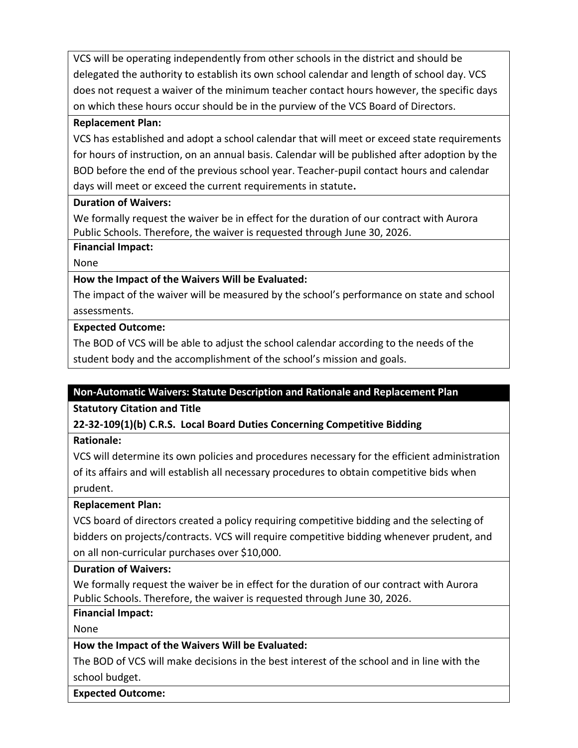VCS will be operating independently from other schools in the district and should be delegated the authority to establish its own school calendar and length of school day. VCS does not request a waiver of the minimum teacher contact hours however, the specific days on which these hours occur should be in the purview of the VCS Board of Directors.

**Replacement Plan:**

VCS has established and adopt a school calendar that will meet or exceed state requirements for hours of instruction, on an annual basis. Calendar will be published after adoption by the BOD before the end of the previous school year. Teacher-pupil contact hours and calendar days will meet or exceed the current requirements in statute**.**

**Duration of Waivers:**

We formally request the waiver be in effect for the duration of our contract with Aurora Public Schools. Therefore, the waiver is requested through June 30, 2026.

**Financial Impact:**

None

**How the Impact of the Waivers Will be Evaluated:**

The impact of the waiver will be measured by the school's performance on state and school assessments.

**Expected Outcome:**

The BOD of VCS will be able to adjust the school calendar according to the needs of the student body and the accomplishment of the school's mission and goals.

**Non-Automatic Waivers: Statute Description and Rationale and Replacement Plan**

**Statutory Citation and Title**

**22-32-109(1)(b) C.R.S. Local Board Duties Concerning Competitive Bidding**

**Rationale:**

VCS will determine its own policies and procedures necessary for the efficient administration of its affairs and will establish all necessary procedures to obtain competitive bids when prudent.

**Replacement Plan:**

VCS board of directors created a policy requiring competitive bidding and the selecting of bidders on projects/contracts. VCS will require competitive bidding whenever prudent, and on all non-curricular purchases over $10,000.

**Duration of Waivers:**

We formally request the waiver be in effect for the duration of our contract with Aurora Public Schools. Therefore, the waiver is requested through June 30, 2026.

**Financial Impact:**

None

**How the Impact of the Waivers Will be Evaluated:**

The BOD of VCS will make decisions in the best interest of the school and in line with the school budget.

**Expected Outcome:**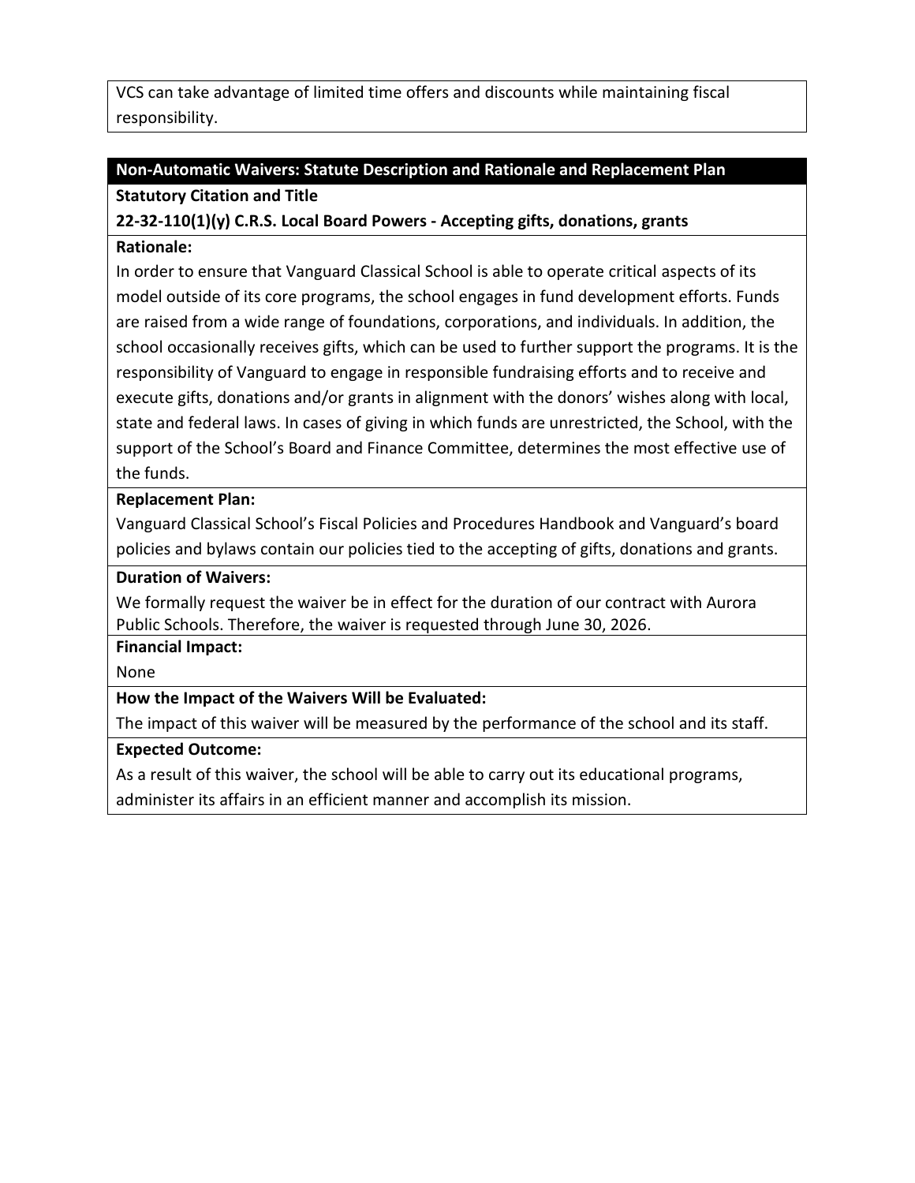VCS can take advantage of limited time offers and discounts while maintaining fiscal responsibility.

**Non-Automatic Waivers: Statute Description and Rationale and Replacement Plan**

**Statutory Citation and Title**

**22-32-110(1)(y) C.R.S. Local Board Powers - Accepting gifts, donations, grants**

**Rationale:**

In order to ensure that Vanguard Classical School is able to operate critical aspects of its model outside of its core programs, the school engages in fund development efforts. Funds are raised from a wide range of foundations, corporations, and individuals. In addition, the school occasionally receives gifts, which can be used to further support the programs. It is the responsibility of Vanguard to engage in responsible fundraising efforts and to receive and execute gifts, donations and/or grants in alignment with the donors' wishes along with local, state and federal laws. In cases of giving in which funds are unrestricted, the School, with the support of the School's Board and Finance Committee, determines the most effective use of the funds.

**Replacement Plan:**

Vanguard Classical School's Fiscal Policies and Procedures Handbook and Vanguard's board policies and bylaws contain our policies tied to the accepting of gifts, donations and grants.

**Duration of Waivers:**

We formally request the waiver be in effect for the duration of our contract with Aurora Public Schools. Therefore, the waiver is requested through June 30, 2026.

**Financial Impact:**

None

**How the Impact of the Waivers Will be Evaluated:**

The impact of this waiver will be measured by the performance of the school and its staff.

**Expected Outcome:**

As a result of this waiver, the school will be able to carry out its educational programs, administer its affairs in an efficient manner and accomplish its mission.